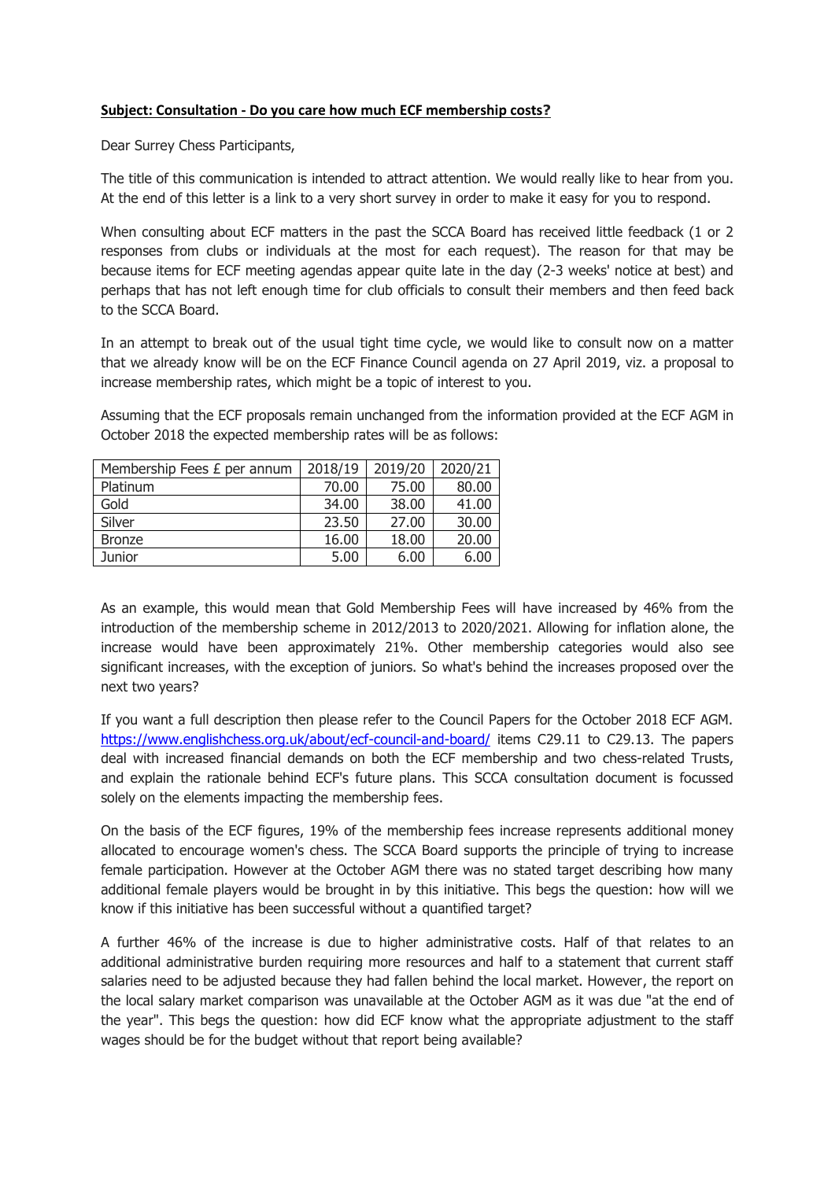**Subject: Consultation - Do you care how much ECF membership costs?**

Dear Surrey Chess Participants,

The title of this communication is intended to attract attention. We would really like to hear from you. At the end of this letter is a link to a very short survey in order to make it easy for you to respond.

When consulting about ECF matters in the past the SCCA Board has received little feedback (1 or 2 responses from clubs or individuals at the most for each request). The reason for that may be because items for ECF meeting agendas appear quite late in the day (2-3 weeks' notice at best) and perhaps that has not left enough time for club officials to consult their members and then feed back to the SCCA Board.

In an attempt to break out of the usual tight time cycle, we would like to consult now on a matter that we already know will be on the ECF Finance Council agenda on 27 April 2019, viz. a proposal to increase membership rates, which might be a topic of interest to you.

Assuming that the ECF proposals remain unchanged from the information provided at the ECF AGM in October 2018 the expected membership rates will be as follows:

| Membership Fees £ per annum | 2018/19 | 2019/20 | 2020/21 |
|---|---|---|---|
| Platinum | 70.00 | 75.00 | 80.00 |
| Gold | 34.00 | 38.00 | 41.00 |
| Silver | 23.50 | 27.00 | 30.00 |
| Bronze | 16.00 | 18.00 | 20.00 |
| Junior | 5.00 | 6.00 | 6.00 |

As an example, this would mean that Gold Membership Fees will have increased by 46% from the introduction of the membership scheme in 2012/2013 to 2020/2021. Allowing for inflation alone, the increase would have been approximately 21%. Other membership categories would also see significant increases, with the exception of juniors. So what's behind the increases proposed over the next two years?

If you want a full description then please refer to the Council Papers for the October 2018 ECF AGM. https://www.englishchess.org.uk/about/ecf-council-and-board/ items C29.11 to C29.13. The papers deal with increased financial demands on both the ECF membership and two chess-related Trusts, and explain the rationale behind ECF's future plans. This SCCA consultation document is focussed solely on the elements impacting the membership fees.

On the basis of the ECF figures, 19% of the membership fees increase represents additional money allocated to encourage women's chess. The SCCA Board supports the principle of trying to increase female participation. However at the October AGM there was no stated target describing how many additional female players would be brought in by this initiative. This begs the question: how will we know if this initiative has been successful without a quantified target?

A further 46% of the increase is due to higher administrative costs. Half of that relates to an additional administrative burden requiring more resources and half to a statement that current staff salaries need to be adjusted because they had fallen behind the local market. However, the report on the local salary market comparison was unavailable at the October AGM as it was due "at the end of the year". This begs the question: how did ECF know what the appropriate adjustment to the staff wages should be for the budget without that report being available?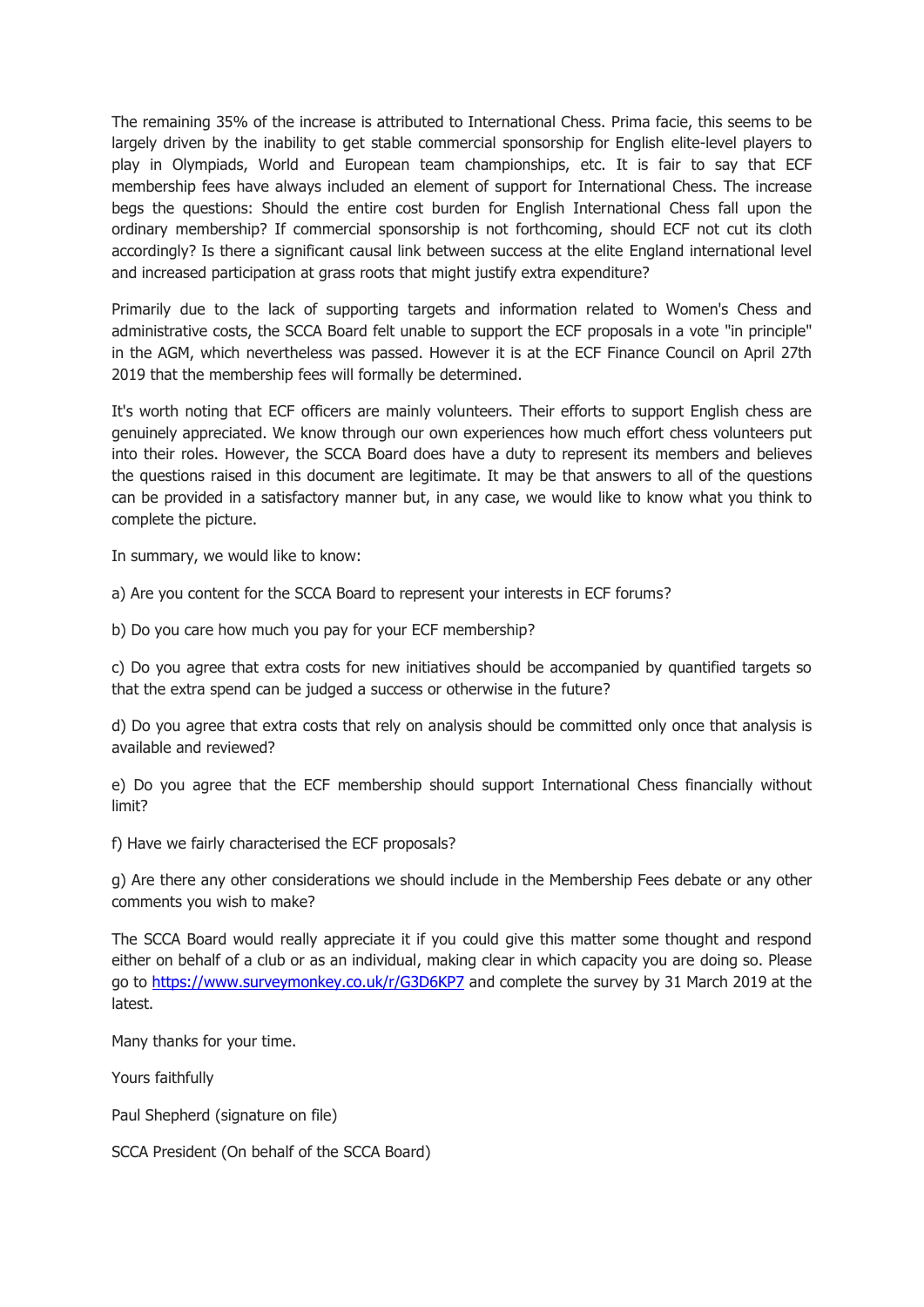The remaining 35% of the increase is attributed to International Chess. Prima facie, this seems to be largely driven by the inability to get stable commercial sponsorship for English elite-level players to play in Olympiads, World and European team championships, etc. It is fair to say that ECF membership fees have always included an element of support for International Chess. The increase begs the questions: Should the entire cost burden for English International Chess fall upon the ordinary membership? If commercial sponsorship is not forthcoming, should ECF not cut its cloth accordingly? Is there a significant causal link between success at the elite England international level and increased participation at grass roots that might justify extra expenditure?

Primarily due to the lack of supporting targets and information related to Women's Chess and administrative costs, the SCCA Board felt unable to support the ECF proposals in a vote "in principle" in the AGM, which nevertheless was passed. However it is at the ECF Finance Council on April 27th 2019 that the membership fees will formally be determined.

It's worth noting that ECF officers are mainly volunteers. Their efforts to support English chess are genuinely appreciated. We know through our own experiences how much effort chess volunteers put into their roles. However, the SCCA Board does have a duty to represent its members and believes the questions raised in this document are legitimate. It may be that answers to all of the questions can be provided in a satisfactory manner but, in any case, we would like to know what you think to complete the picture.

In summary, we would like to know:

a) Are you content for the SCCA Board to represent your interests in ECF forums?

b) Do you care how much you pay for your ECF membership?

c) Do you agree that extra costs for new initiatives should be accompanied by quantified targets so that the extra spend can be judged a success or otherwise in the future?

d) Do you agree that extra costs that rely on analysis should be committed only once that analysis is available and reviewed?

e) Do you agree that the ECF membership should support International Chess financially without limit?

f) Have we fairly characterised the ECF proposals?

g) Are there any other considerations we should include in the Membership Fees debate or any other comments you wish to make?

The SCCA Board would really appreciate it if you could give this matter some thought and respond either on behalf of a club or as an individual, making clear in which capacity you are doing so. Please go to [https://www.surveymonkey.co.uk/r/G3D6KP7](https://www.surveymonkey.co.uk/r/G3D6KP7) and complete the survey by 31 March 2019 at the latest.

Many thanks for your time.

Yours faithfully

Paul Shepherd (signature on file)

SCCA President (On behalf of the SCCA Board)